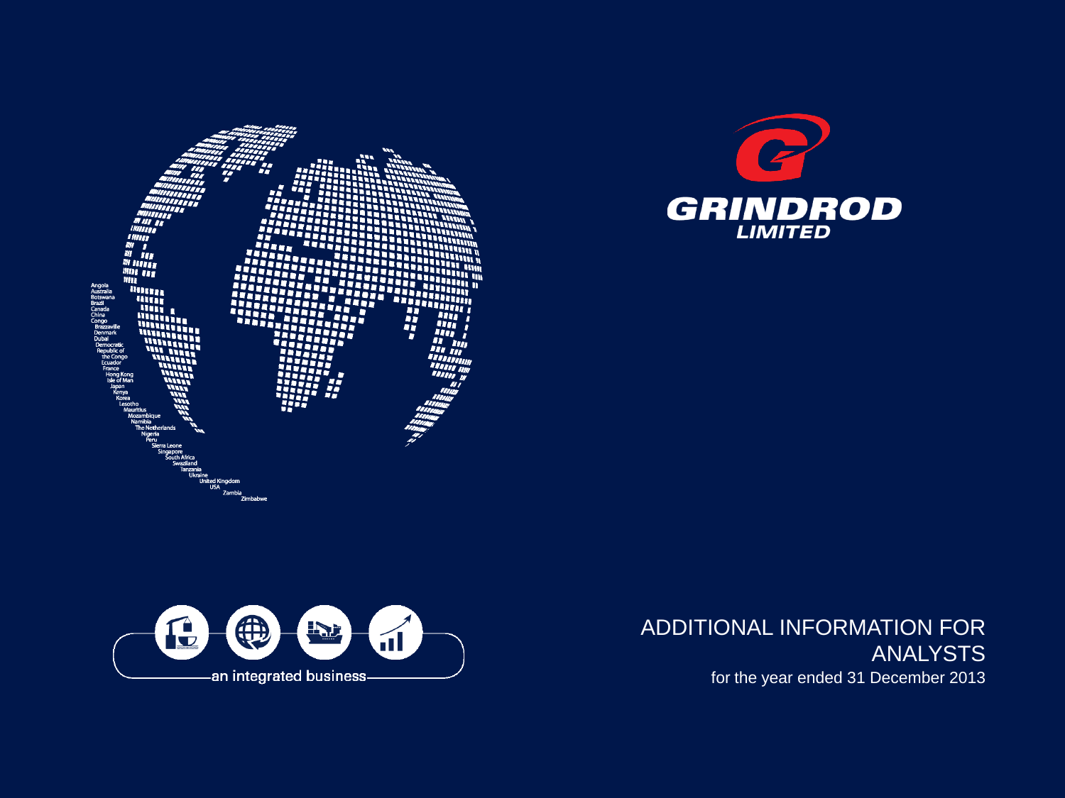Angola
Australia
Botswana
Brazil
Canada
China
Congo
Brazzaville
Denmark
Dubai
Democratic Republic of the Congo
Ecuador
France
Hong Kong
Isle of Man
Japan
Kenya
Korea
Lesotho
Mauritius
Mozambique
Namibia
The Netherlands
Nigeria
Peru
Sierra Leone
Singapore
South Africa
Swaziland
Tanzania
Ukraine
United Kingdom
USA
Zambia
Zimbabwe

# GRINDROD LIMITED

an integrated business

# ADDITIONAL INFORMATION FOR ANALYSTS

for the year ended 31 December 2013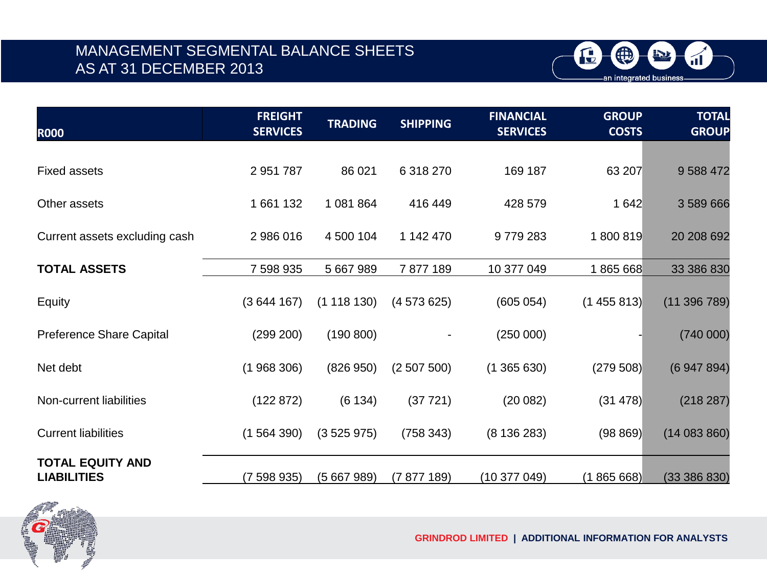# MANAGEMENT SEGMENTAL BALANCE SHEETS AS AT 31 DECEMBER 2013

| R000 | FREIGHT SERVICES | TRADING | SHIPPING | FINANCIAL SERVICES | GROUP COSTS | TOTAL GROUP |
|---|---|---|---|---|---|---|
| Fixed assets | 2 951 787 | 86 021 | 6 318 270 | 169 187 | 63 207 | 9 588 472 |
| Other assets | 1 661 132 | 1 081 864 | 416 449 | 428 579 | 1 642 | 3 589 666 |
| Current assets excluding cash | 2 986 016 | 4 500 104 | 1 142 470 | 9 779 283 | 1 800 819 | 20 208 692 |
| **TOTAL ASSETS** | 7 598 935 | 5 667 989 | 7 877 189 | 10 377 049 | 1 865 668 | 33 386 830 |
| Equity | (3 644 167) | (1 118 130) | (4 573 625) | (605 054) | (1 455 813) | (11 396 789) |
| Preference Share Capital | (299 200) | (190 800) | - | (250 000) | - | (740 000) |
| Net debt | (1 968 306) | (826 950) | (2 507 500) | (1 365 630) | (279 508) | (6 947 894) |
| Non-current liabilities | (122 872) | (6 134) | (37 721) | (20 082) | (31 478) | (218 287) |
| Current liabilities | (1 564 390) | (3 525 975) | (758 343) | (8 136 283) | (98 869) | (14 083 860) |
| **TOTAL EQUITY AND LIABILITIES** | (7 598 935) | (5 667 989) | (7 877 189) | (10 377 049) | (1 865 668) | (33 386 830) |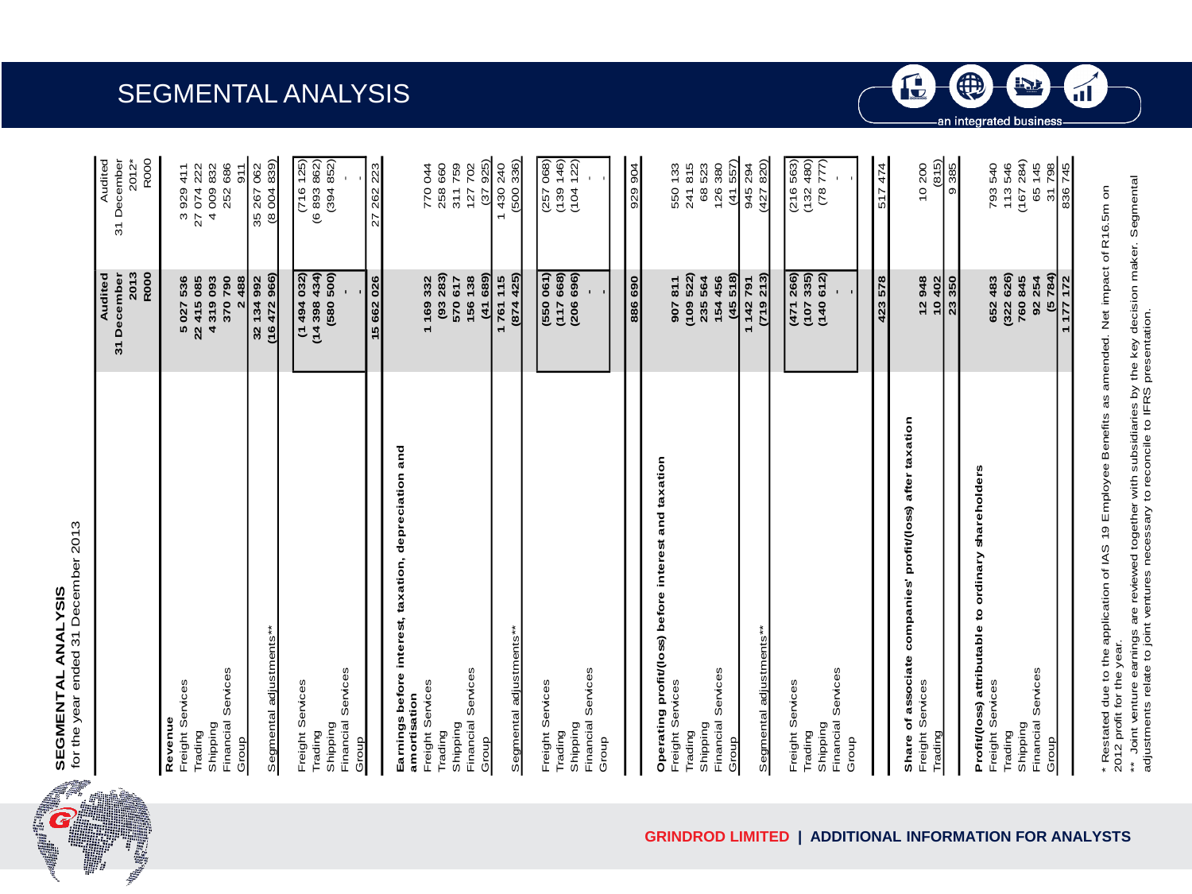# SEGMENTAL ANALYSIS

## SEGMENTAL ANALYSIS
for the year ended 31 December 2013

| | Audited 31 December 2013 R000 | Audited 31 December 2012* R000 |
|---|---|---|
| **Revenue** | | |
| Freight Services | 5 027 536 | 3 929 411 |
| Trading | 22 415 085 | 27 074 222 |
| Shipping | 4 319 093 | 4 009 832 |
| Financial Services | 370 790 | 252 686 |
| Group | 2 488 | 911 |
| | 32 134 992 | 35 267 062 |
| Segmental adjustments** | (16 472 966) | (8 004 839) |
| Freight Services | (1 494 032) | (716 125) |
| Trading | (14 398 434) | (6 893 862) |
| Shipping | (580 500) | (394 852) |
| Financial Services | - | - |
| Group | - | - |
| | 15 662 026 | 27 262 223 |
| **Earnings before interest, taxation, depreciation and amortisation** | | |
| Freight Services | 1 169 332 | 770 044 |
| Trading | (93 283) | 258 660 |
| Shipping | 570 617 | 311 759 |
| Financial Services | 156 138 | 127 702 |
| Group | (41 689) | (37 925) |
| | 1 761 115 | 1 430 240 |
| Segmental adjustments** | (874 425) | (500 336) |
| Freight Services | (550 061) | (257 068) |
| Trading | (117 668) | (139 146) |
| Shipping | (206 696) | (104 122) |
| Financial Services | - | - |
| Group | - | - |
| | 886 690 | 929 904 |
| **Operating profit/(loss) before interest and taxation** | | |
| Freight Services | 907 811 | 550 133 |
| Trading | (109 522) | 241 815 |
| Shipping | 235 564 | 68 523 |
| Financial Services | 154 456 | 126 380 |
| Group | (45 518) | (41 557) |
| | 1 142 791 | 945 294 |
| Segmental adjustments** | (719 213) | (427 820) |
| Freight Services | (471 266) | (216 563) |
| Trading | (107 335) | (132 480) |
| Shipping | (140 612) | (78 777) |
| Financial Services | - | - |
| Group | - | - |
| | 423 578 | 517 474 |
| **Share of associate companies' profit/(loss) after taxation** | | |
| Freight Services | 12 948 | 10 200 |
| Trading | 10 402 | (815) |
| | 23 350 | 9 385 |
| **Profit/(loss) attributable to ordinary shareholders** | | |
| Freight Services | 652 483 | 793 540 |
| Trading | (322 626) | 113 546 |
| Shipping | 760 845 | (167 284) |
| Financial Services | 92 254 | 65 145 |
| Group | (5 784) | 31 798 |
| | 1 177 172 | 836 745 |

\* Restated due to the application of IAS 19 Employee Benefits as amended. Net impact of R16.5m on 2012 profit for the year.

\*\* Joint venture earnings are reviewed together with subsidiaries by the key decision maker. Segmental adjustments relate to joint ventures necessary to reconcile to IFRS presentation.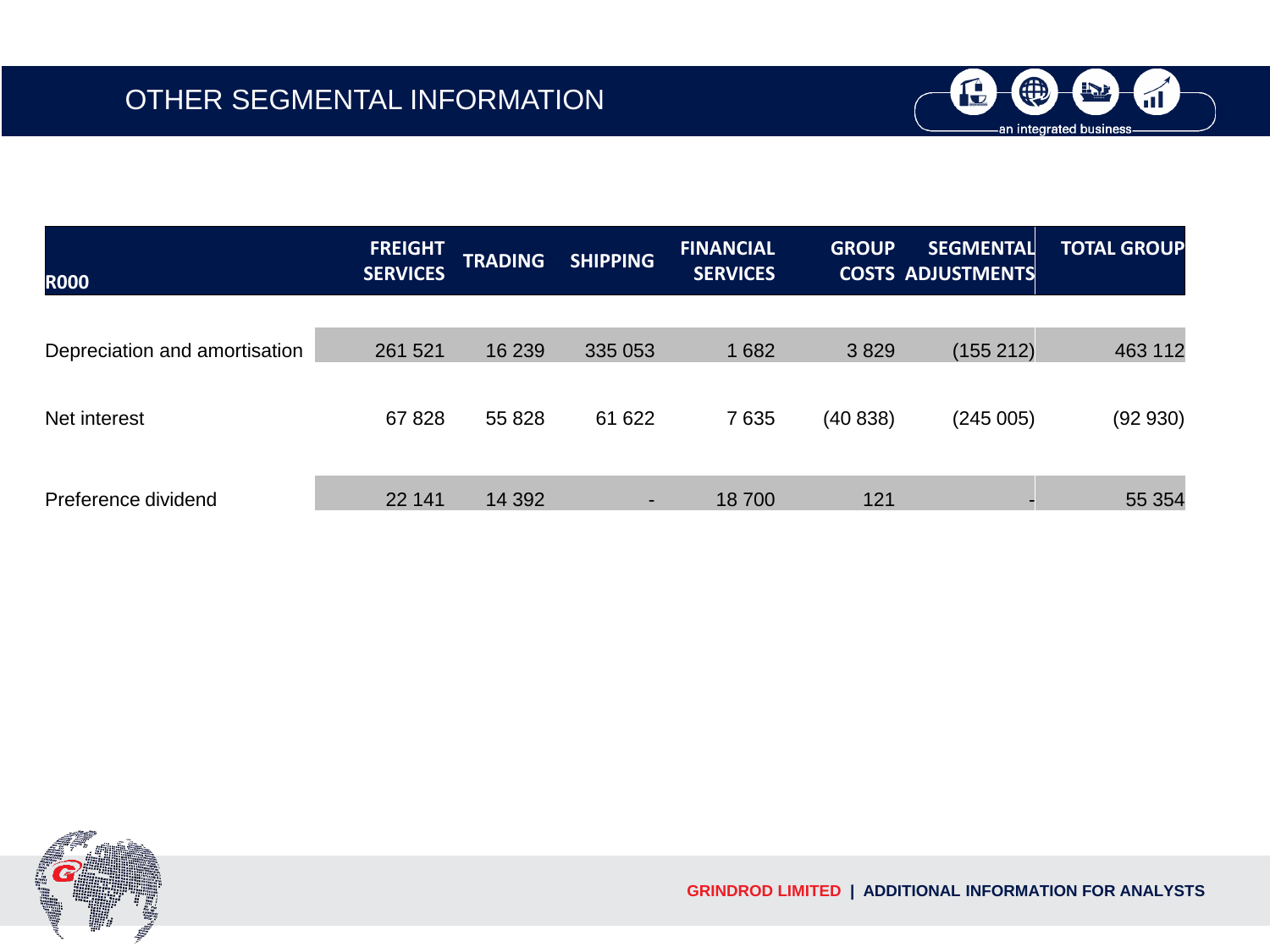# OTHER SEGMENTAL INFORMATION

| R000 | FREIGHT SERVICES | TRADING | SHIPPING | FINANCIAL SERVICES | GROUP COSTS | SEGMENTAL ADJUSTMENTS | TOTAL GROUP |
|---|---|---|---|---|---|---|---|
| Depreciation and amortisation | 261 521 | 16 239 | 335 053 | 1 682 | 3 829 | (155 212) | 463 112 |
| Net interest | 67 828 | 55 828 | 61 622 | 7 635 | (40 838) | (245 005) | (92 930) |
| Preference dividend | 22 141 | 14 392 | - | 18 700 | 121 | - | 55 354 |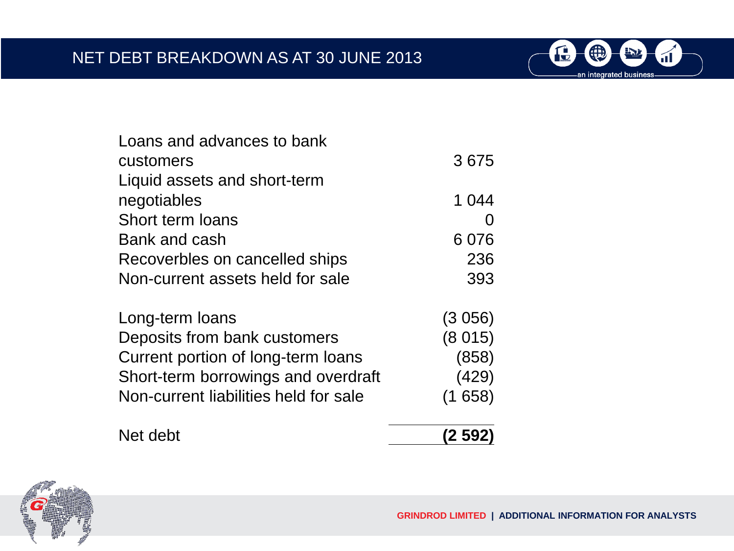# NET DEBT BREAKDOWN AS AT 30 JUNE 2013

| | |
|---|---:|
| Loans and advances to bank customers | 3 675 |
| Liquid assets and short-term negotiables | 1 044 |
| Short term loans | 0 |
| Bank and cash | 6 076 |
| Recoverbles on cancelled ships | 236 |
| Non-current assets held for sale | 393 |
| | |
| Long-term loans | (3 056) |
| Deposits from bank customers | (8 015) |
| Current portion of long-term loans | (858) |
| Short-term borrowings and overdraft | (429) |
| Non-current liabilities held for sale | (1 658) |
| | |
| Net debt | **(2 592)** |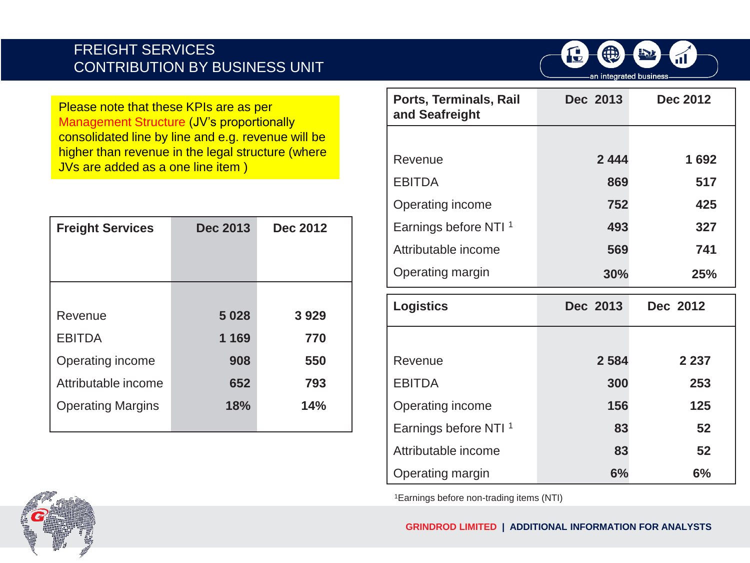# FREIGHT SERVICES
## CONTRIBUTION BY BUSINESS UNIT

Please note that these KPIs are as per Management Structure (JV's proportionally consolidated line by line and e.g. revenue will be higher than revenue in the legal structure (where JVs are added as a one line item )

| Freight Services | Dec 2013 | Dec 2012 |
|---|---|---|
| Revenue | **5 028** | **3 929** |
| EBITDA | **1 169** | **770** |
| Operating income | **908** | **550** |
| Attributable income | **652** | **793** |
| Operating Margins | **18%** | **14%** |

| Ports, Terminals, Rail and Seafreight | Dec 2013 | Dec 2012 |
|---|---|---|
| Revenue | **2 444** | **1 692** |
| EBITDA | **869** | **517** |
| Operating income | **752** | **425** |
| Earnings before NTI [1] | **493** | **327** |
| Attributable income | **569** | **741** |
| Operating margin | **30%** | **25%** |

| Logistics | Dec 2013 | Dec 2012 |
|---|---|---|
| Revenue | **2 584** | **2 237** |
| EBITDA | **300** | **253** |
| Operating income | **156** | **125** |
| Earnings before NTI [1] | **83** | **52** |
| Attributable income | **83** | **52** |
| Operating margin | **6%** | **6%** |

[1]Earnings before non-trading items (NTI)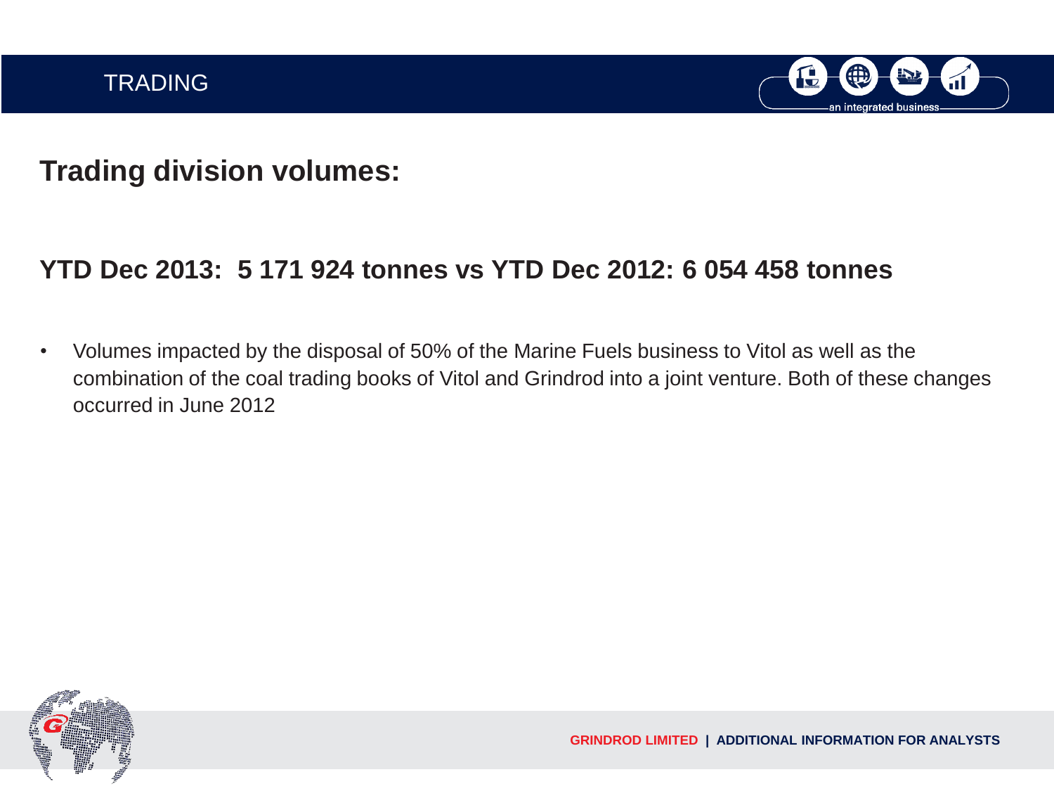# TRADING

## Trading division volumes:

### YTD Dec 2013: 5 171 924 tonnes vs YTD Dec 2012: 6 054 458 tonnes

- Volumes impacted by the disposal of 50% of the Marine Fuels business to Vitol as well as the combination of the coal trading books of Vitol and Grindrod into a joint venture. Both of these changes occurred in June 2012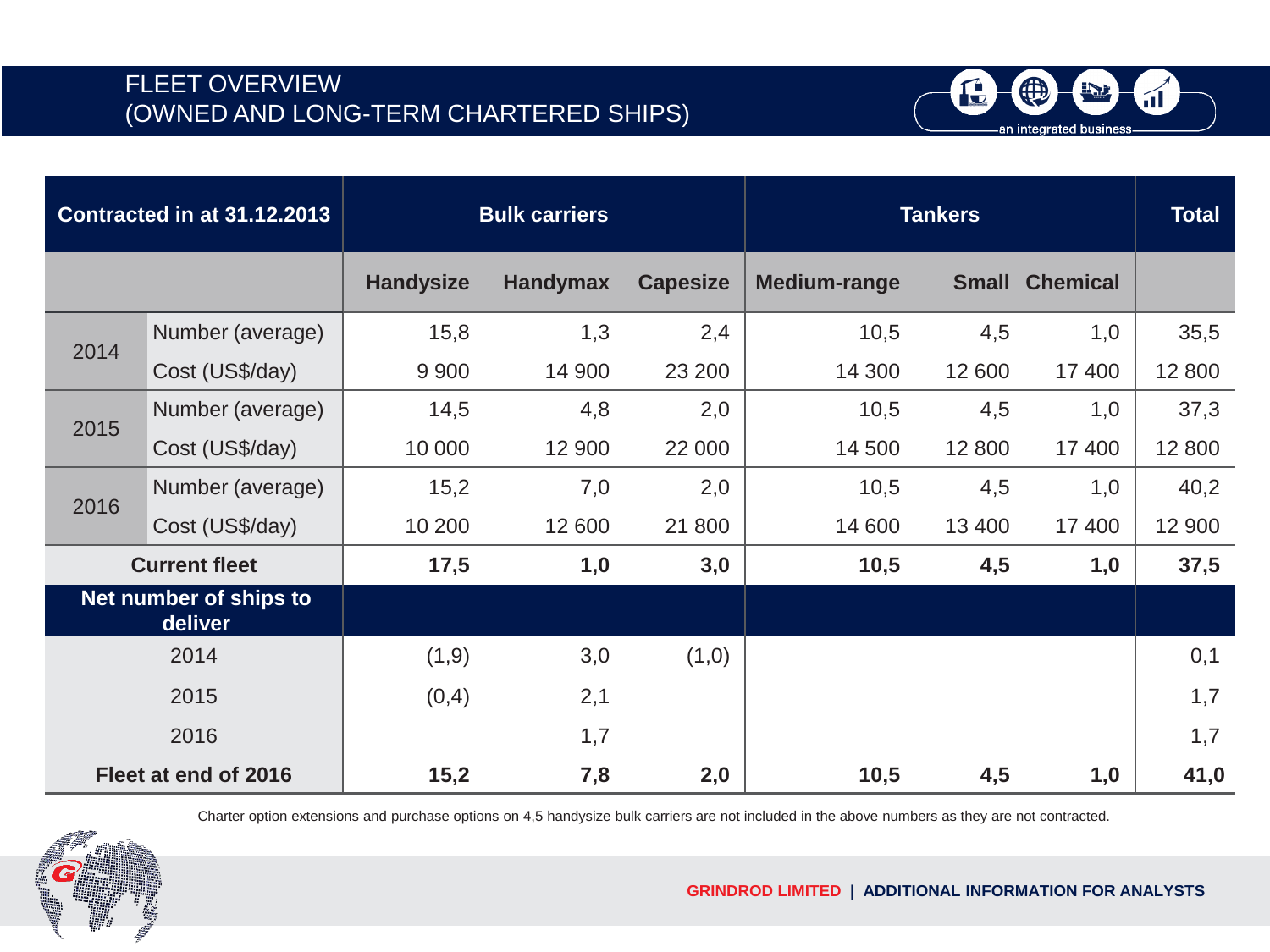# FLEET OVERVIEW
# (OWNED AND LONG-TERM CHARTERED SHIPS)

| Contracted in at 31.12.2013 | | Bulk carriers | | | Tankers | | | Total |
|---|---|---|---|---|---|---|---|---|
| | | Handysize | Handymax | Capesize | Medium-range | Small | Chemical | |
| 2014 | Number (average) | 15,8 | 1,3 | 2,4 | 10,5 | 4,5 | 1,0 | 35,5 |
| | Cost (US$/day) | 9 900 | 14 900 | 23 200 | 14 300 | 12 600 | 17 400 | 12 800 |
| 2015 | Number (average) | 14,5 | 4,8 | 2,0 | 10,5 | 4,5 | 1,0 | 37,3 |
| | Cost (US$/day) | 10 000 | 12 900 | 22 000 | 14 500 | 12 800 | 17 400 | 12 800 |
| 2016 | Number (average) | 15,2 | 7,0 | 2,0 | 10,5 | 4,5 | 1,0 | 40,2 |
| | Cost (US$/day) | 10 200 | 12 600 | 21 800 | 14 600 | 13 400 | 17 400 | 12 900 |
| **Current fleet** | | **17,5** | **1,0** | **3,0** | **10,5** | **4,5** | **1,0** | **37,5** |
| **Net number of ships to deliver** | | | | | | | | |
| 2014 | | (1,9) | 3,0 | (1,0) | | | | 0,1 |
| 2015 | | (0,4) | 2,1 | | | | | 1,7 |
| 2016 | | | 1,7 | | | | | 1,7 |
| **Fleet at end of 2016** | | **15,2** | **7,8** | **2,0** | **10,5** | **4,5** | **1,0** | **41,0** |

Charter option extensions and purchase options on 4,5 handysize bulk carriers are not included in the above numbers as they are not contracted.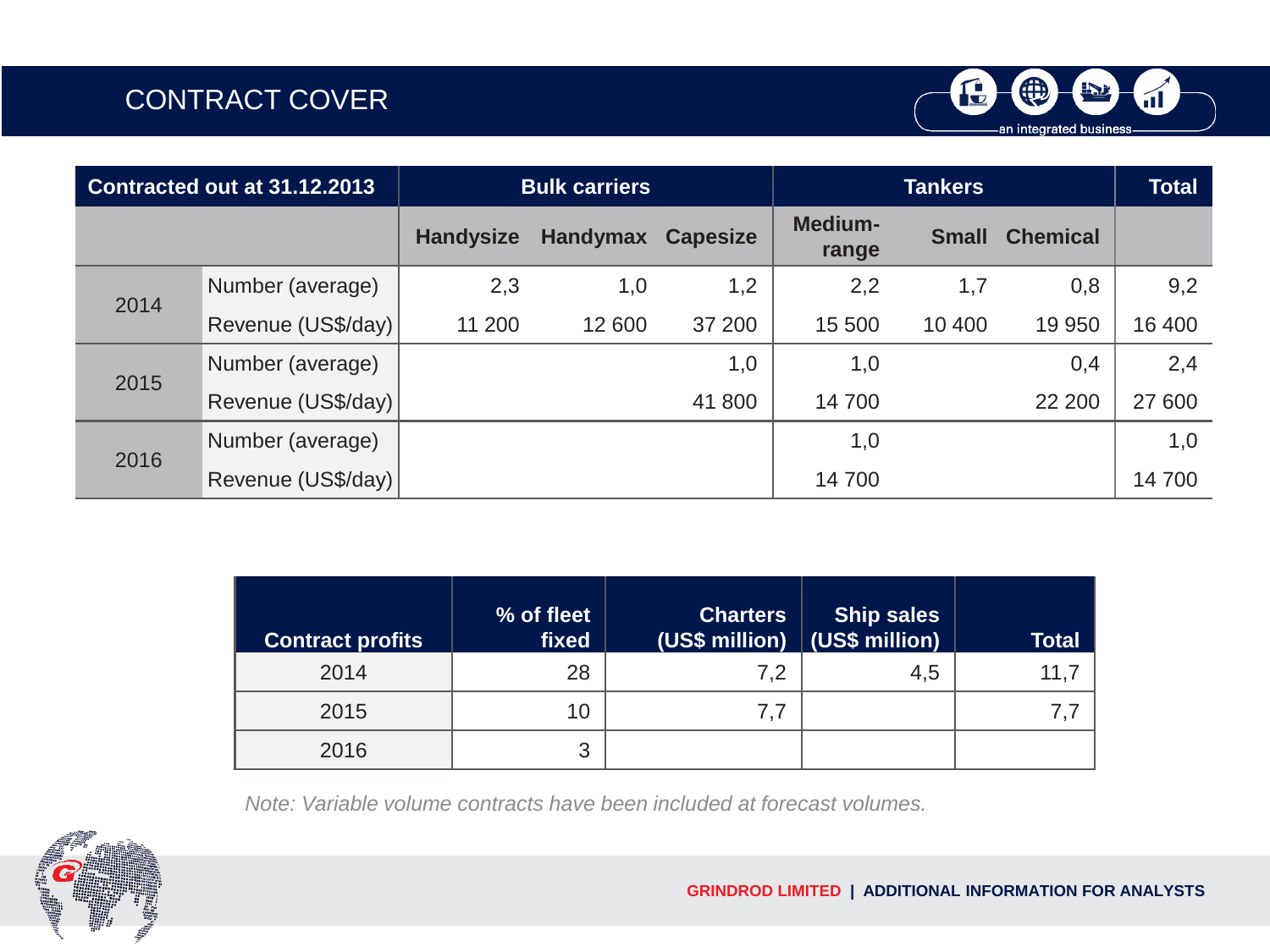# CONTRACT COVER

| Contracted out at 31.12.2013 | | Bulk carriers | | | Tankers | | | Total |
|---|---|---|---|---|---|---|---|---|
| | | Handysize | Handymax | Capesize | Medium-range | Small | Chemical | |
| 2014 | Number (average) | 2,3 | 1,0 | 1,2 | 2,2 | 1,7 | 0,8 | 9,2 |
| | Revenue (US$/day) | 11 200 | 12 600 | 37 200 | 15 500 | 10 400 | 19 950 | 16 400 |
| 2015 | Number (average) | | | 1,0 | 1,0 | | 0,4 | 2,4 |
| | Revenue (US$/day) | | | 41 800 | 14 700 | | 22 200 | 27 600 |
| 2016 | Number (average) | | | | 1,0 | | | 1,0 |
| | Revenue (US$/day) | | | | 14 700 | | | 14 700 |

| Contract profits | % of fleet fixed | Charters (US$ million) | Ship sales (US$ million) | Total |
|---|---|---|---|---|
| 2014 | 28 | 7,2 | 4,5 | 11,7 |
| 2015 | 10 | 7,7 | | 7,7 |
| 2016 | 3 | | | |

*Note: Variable volume contracts have been included at forecast volumes.*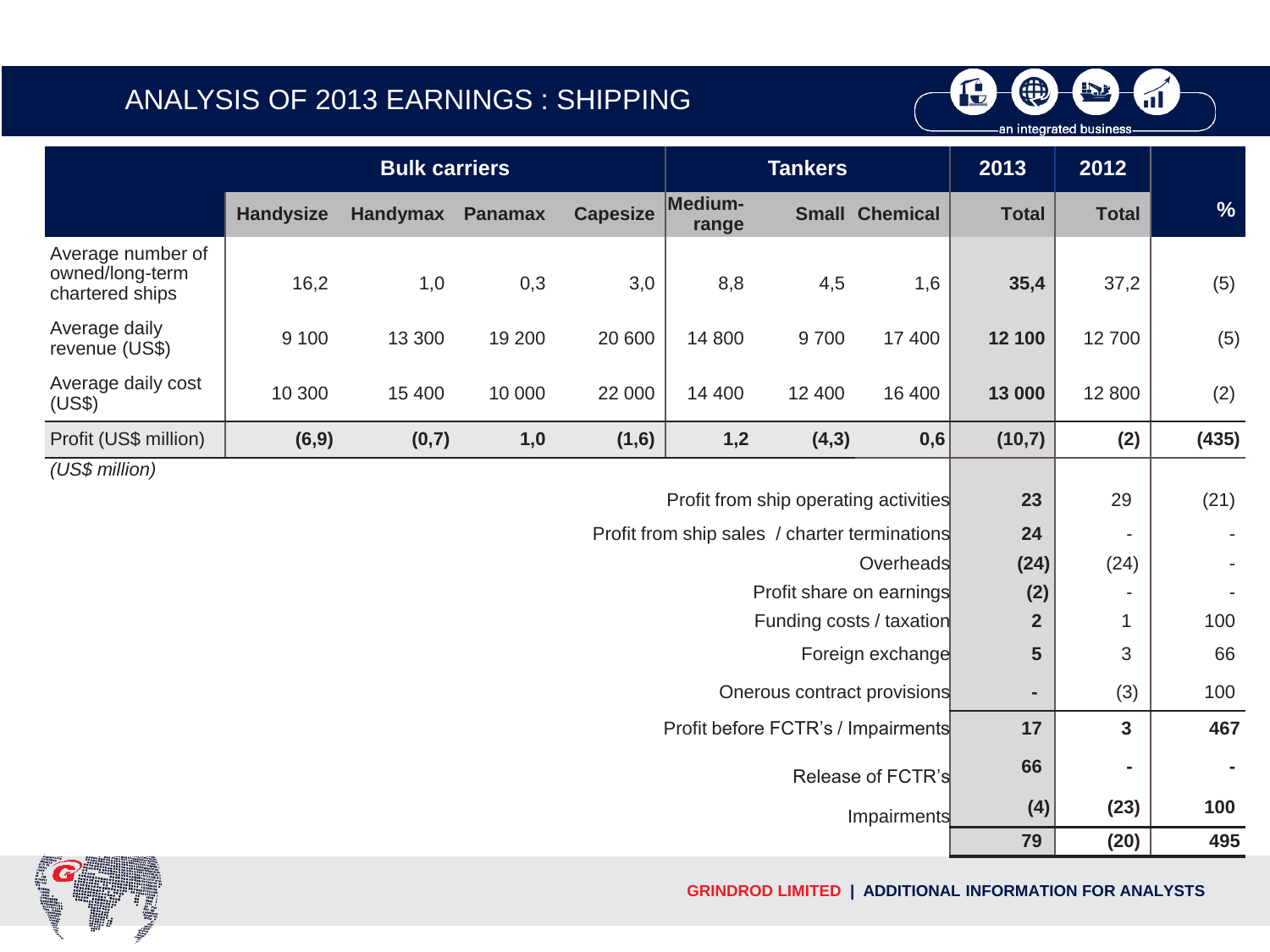# ANALYSIS OF 2013 EARNINGS : SHIPPING

| | Bulk carriers | | | | Tankers | | | 2013 | 2012 | |
|---|---|---|---|---|---|---|---|---|---|---|
| | Handysize | Handymax | Panamax | Capesize | Medium-range | Small | Chemical | Total | Total | % |
| Average number of owned/long-term chartered ships | 16,2 | 1,0 | 0,3 | 3,0 | 8,8 | 4,5 | 1,6 | **35,4** | 37,2 | (5) |
| Average daily revenue (US$) | 9 100 | 13 300 | 19 200 | 20 600 | 14 800 | 9 700 | 17 400 | **12 100** | 12 700 | (5) |
| Average daily cost (US$) | 10 300 | 15 400 | 10 000 | 22 000 | 14 400 | 12 400 | 16 400 | **13 000** | 12 800 | (2) |
| Profit (US$ million) | **(6,9)** | **(0,7)** | **1,0** | **(1,6)** | **1,2** | **(4,3)** | **0,6** | **(10,7)** | **(2)** | **(435)** |

*(US$ million)*

| | 2013 | 2012 | % |
|---|---|---|---|
| Profit from ship operating activities | **23** | 29 | (21) |
| Profit from ship sales / charter terminations | **24** | - | - |
| Overheads | **(24)** | (24) | - |
| Profit share on earnings | **(2)** | - | - |
| Funding costs / taxation | **2** | 1 | 100 |
| Foreign exchange | **5** | 3 | 66 |
| Onerous contract provisions | **-** | (3) | 100 |
| Profit before FCTR's / Impairments | **17** | **3** | **467** |
| Release of FCTR's | **66** | **-** | **-** |
| Impairments | **(4)** | **(23)** | **100** |
| | **79** | **(20)** | **495** |